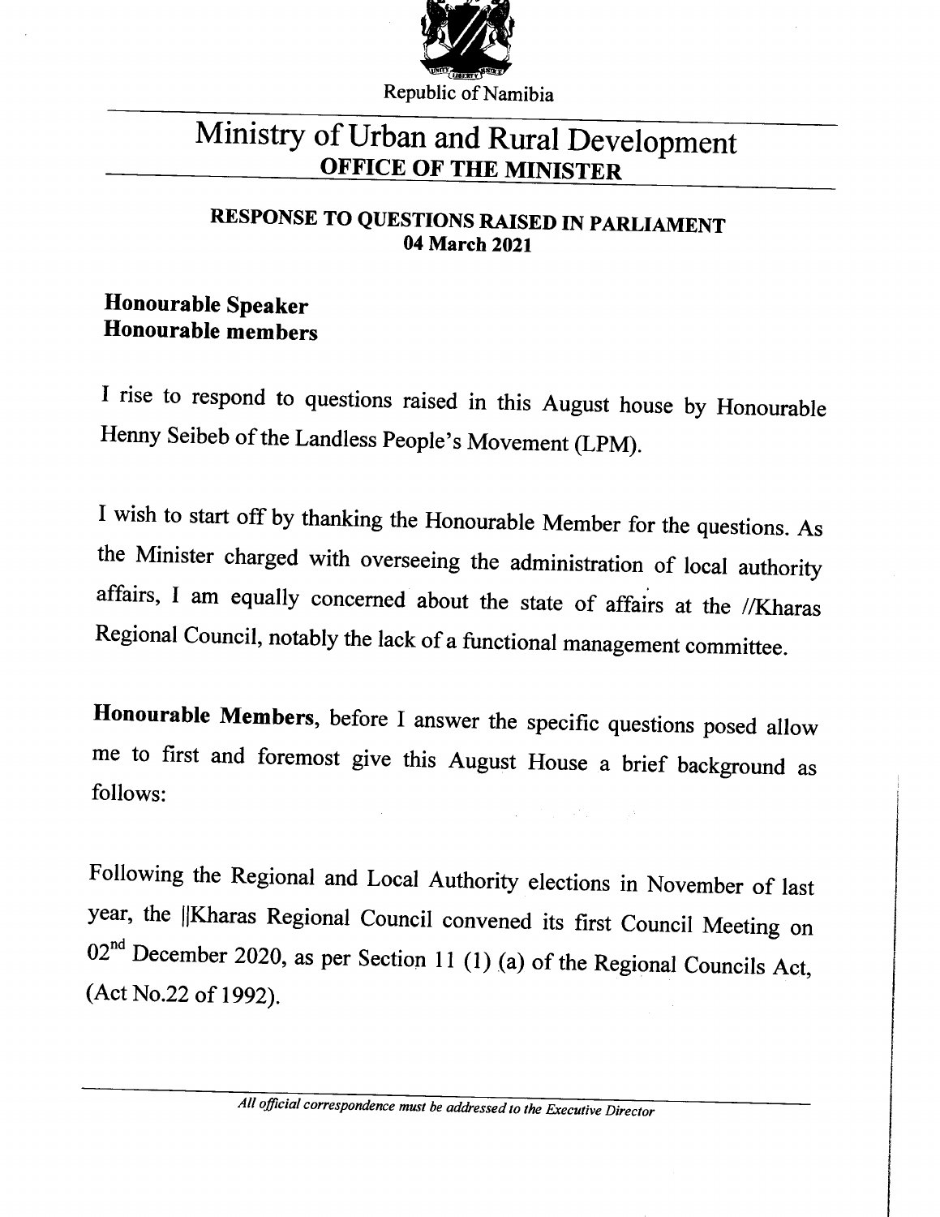Republic of Namibia

# Ministry of Urban and Rural Development

## OFFICE OF THE MINISTER

### RESPONSE TO QUESTIONS RAISED IN PARLIAMENT
### 04 March 2021

**Honourable Speaker**
**Honourable members**

I rise to respond to questions raised in this August house by Honourable Henny Seibeb of the Landless People's Movement (LPM).

I wish to start off by thanking the Honourable Member for the questions. As the Minister charged with overseeing the administration of local authority affairs, I am equally concerned about the state of affairs at the //Kharas Regional Council, notably the lack of a functional management committee.

**Honourable Members**, before I answer the specific questions posed allow me to first and foremost give this August House a brief background as follows:

Following the Regional and Local Authority elections in November of last year, the ||Kharas Regional Council convened its first Council Meeting on 02nd December 2020, as per Section 11 (1) (a) of the Regional Councils Act, (Act No.22 of 1992).

*All official correspondence must be addressed to the Executive Director*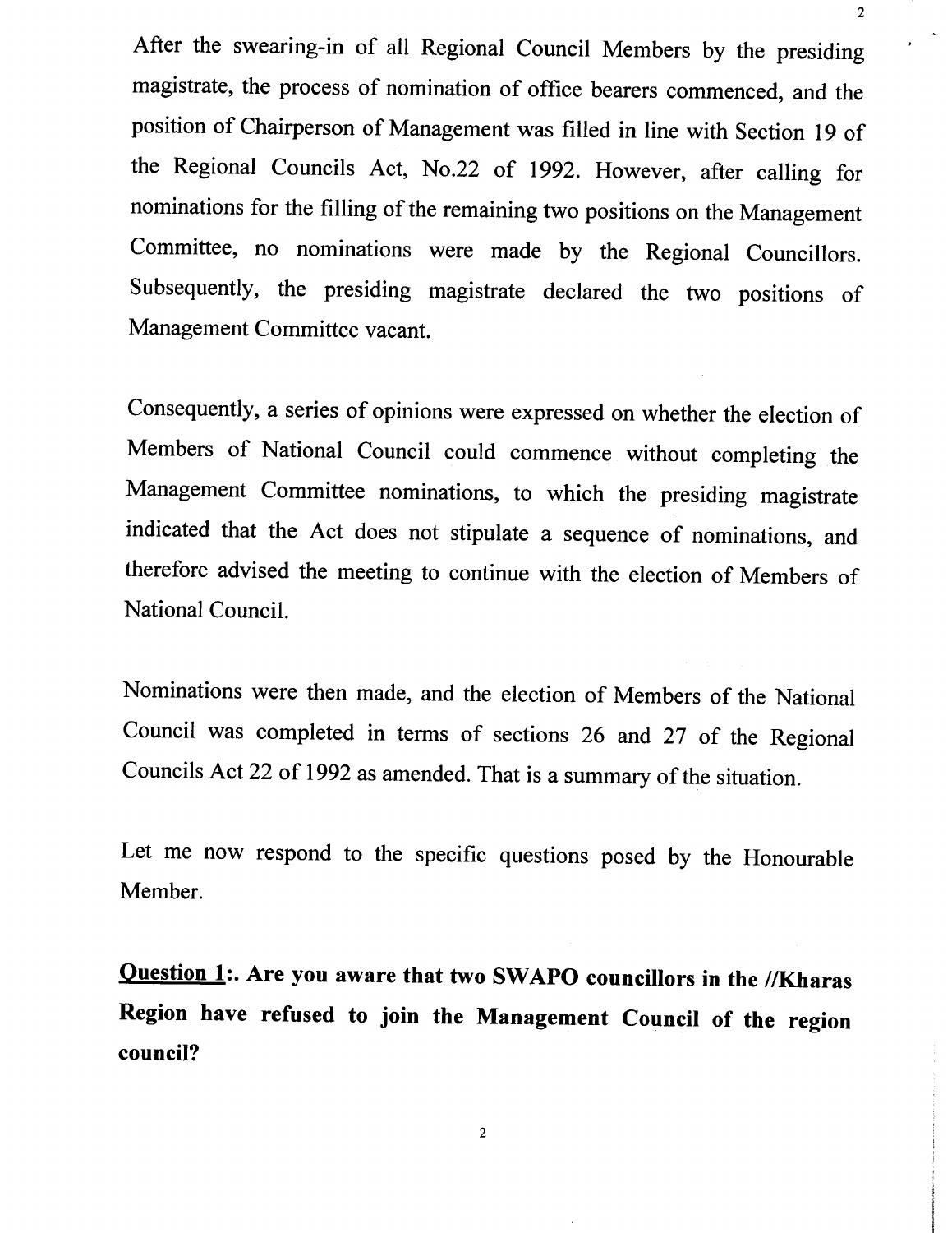After the swearing-in of all Regional Council Members by the presiding magistrate, the process of nomination of office bearers commenced, and the position of Chairperson of Management was filled in line with Section 19 of the Regional Councils Act, No.22 of 1992. However, after calling for nominations for the filling of the remaining two positions on the Management Committee, no nominations were made by the Regional Councillors. Subsequently, the presiding magistrate declared the two positions of Management Committee vacant.

Consequently, a series of opinions were expressed on whether the election of Members of National Council could commence without completing the Management Committee nominations, to which the presiding magistrate indicated that the Act does not stipulate a sequence of nominations, and therefore advised the meeting to continue with the election of Members of National Council.

Nominations were then made, and the election of Members of the National Council was completed in terms of sections 26 and 27 of the Regional Councils Act 22 of 1992 as amended. That is a summary of the situation.

Let me now respond to the specific questions posed by the Honourable Member.

**<u>Question 1</u>:. Are you aware that two SWAPO councillors in the //Kharas Region have refused to join the Management Council of the region council?**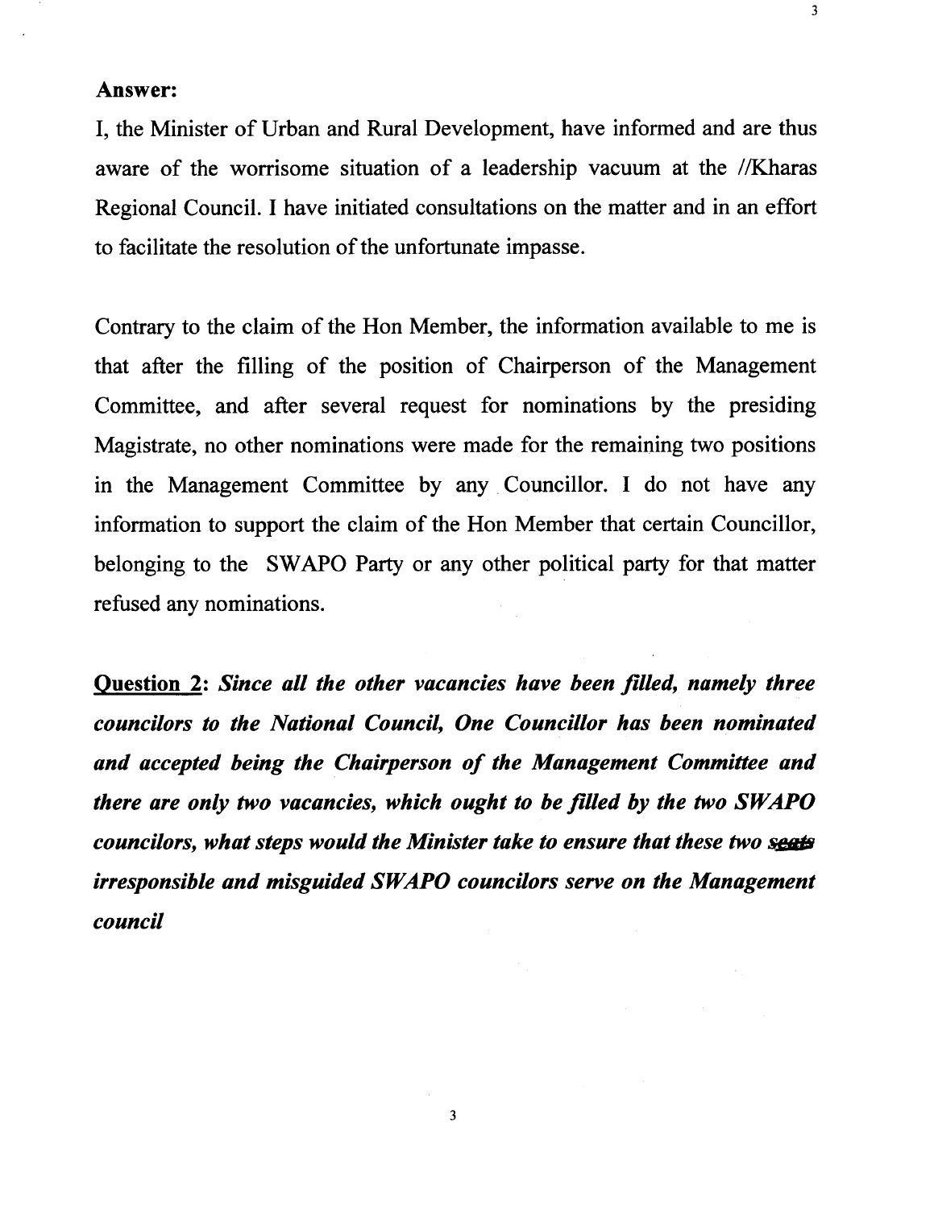**Answer:**

I, the Minister of Urban and Rural Development, have informed and are thus aware of the worrisome situation of a leadership vacuum at the //Kharas Regional Council. I have initiated consultations on the matter and in an effort to facilitate the resolution of the unfortunate impasse.

Contrary to the claim of the Hon Member, the information available to me is that after the filling of the position of Chairperson of the Management Committee, and after several request for nominations by the presiding Magistrate, no other nominations were made for the remaining two positions in the Management Committee by any Councillor. I do not have any information to support the claim of the Hon Member that certain Councillor, belonging to the SWAPO Party or any other political party for that matter refused any nominations.

<u>**Question 2**</u>: ***Since all the other vacancies have been filled, namely three councilors to the National Council, One Councillor has been nominated and accepted being the Chairperson of the Management Committee and there are only two vacancies, which ought to be filled by the two SWAPO councilors, what steps would the Minister take to ensure that these two ~~seats~~ irresponsible and misguided SWAPO councilors serve on the Management council***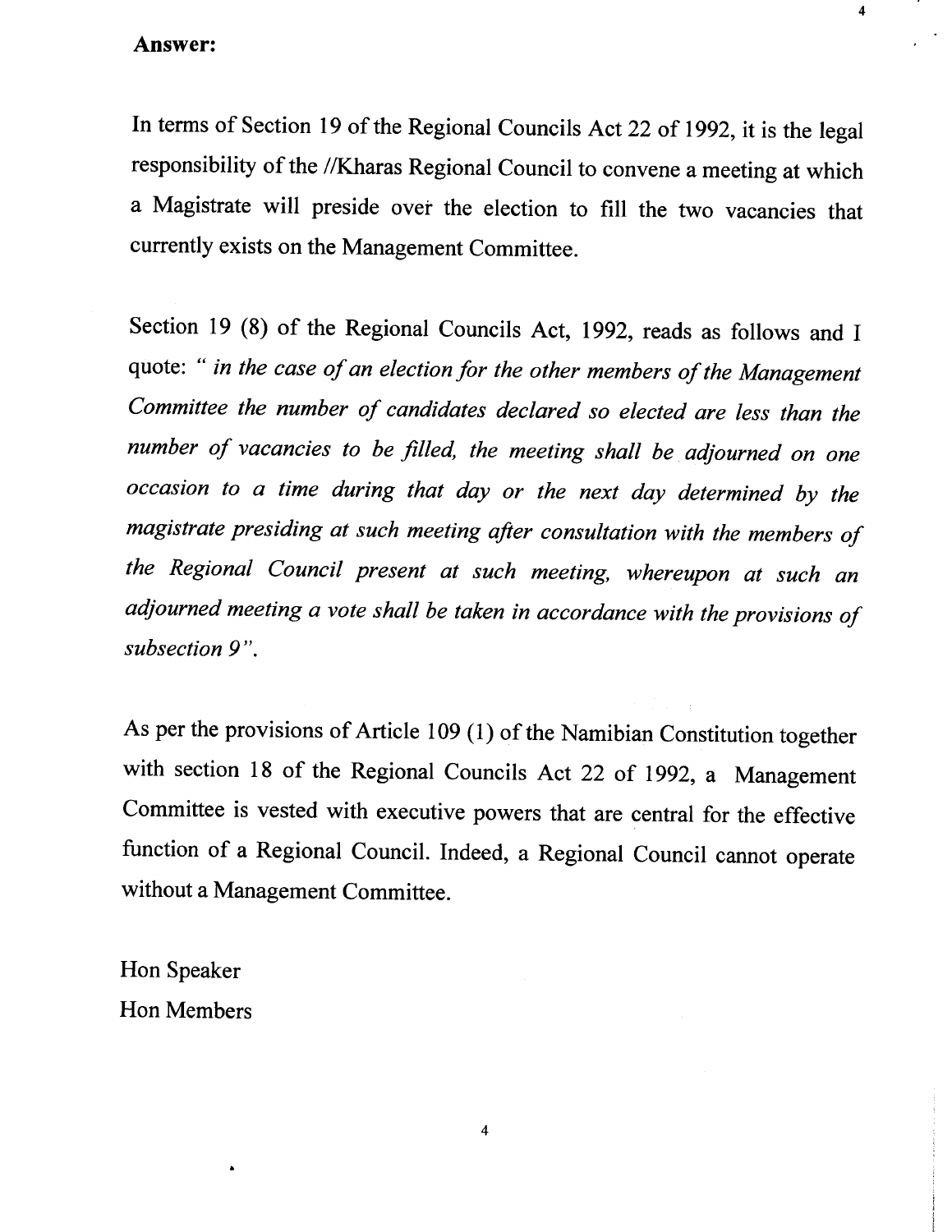**Answer:**

In terms of Section 19 of the Regional Councils Act 22 of 1992, it is the legal responsibility of the //Kharas Regional Council to convene a meeting at which a Magistrate will preside over the election to fill the two vacancies that currently exists on the Management Committee.

Section 19 (8) of the Regional Councils Act, 1992, reads as follows and I quote: " *in the case of an election for the other members of the Management Committee the number of candidates declared so elected are less than the number of vacancies to be filled, the meeting shall be adjourned on one occasion to a time during that day or the next day determined by the magistrate presiding at such meeting after consultation with the members of the Regional Council present at such meeting, whereupon at such an adjourned meeting a vote shall be taken in accordance with the provisions of subsection 9*".

As per the provisions of Article 109 (1) of the Namibian Constitution together with section 18 of the Regional Councils Act 22 of 1992, a Management Committee is vested with executive powers that are central for the effective function of a Regional Council. Indeed, a Regional Council cannot operate without a Management Committee.

Hon Speaker
Hon Members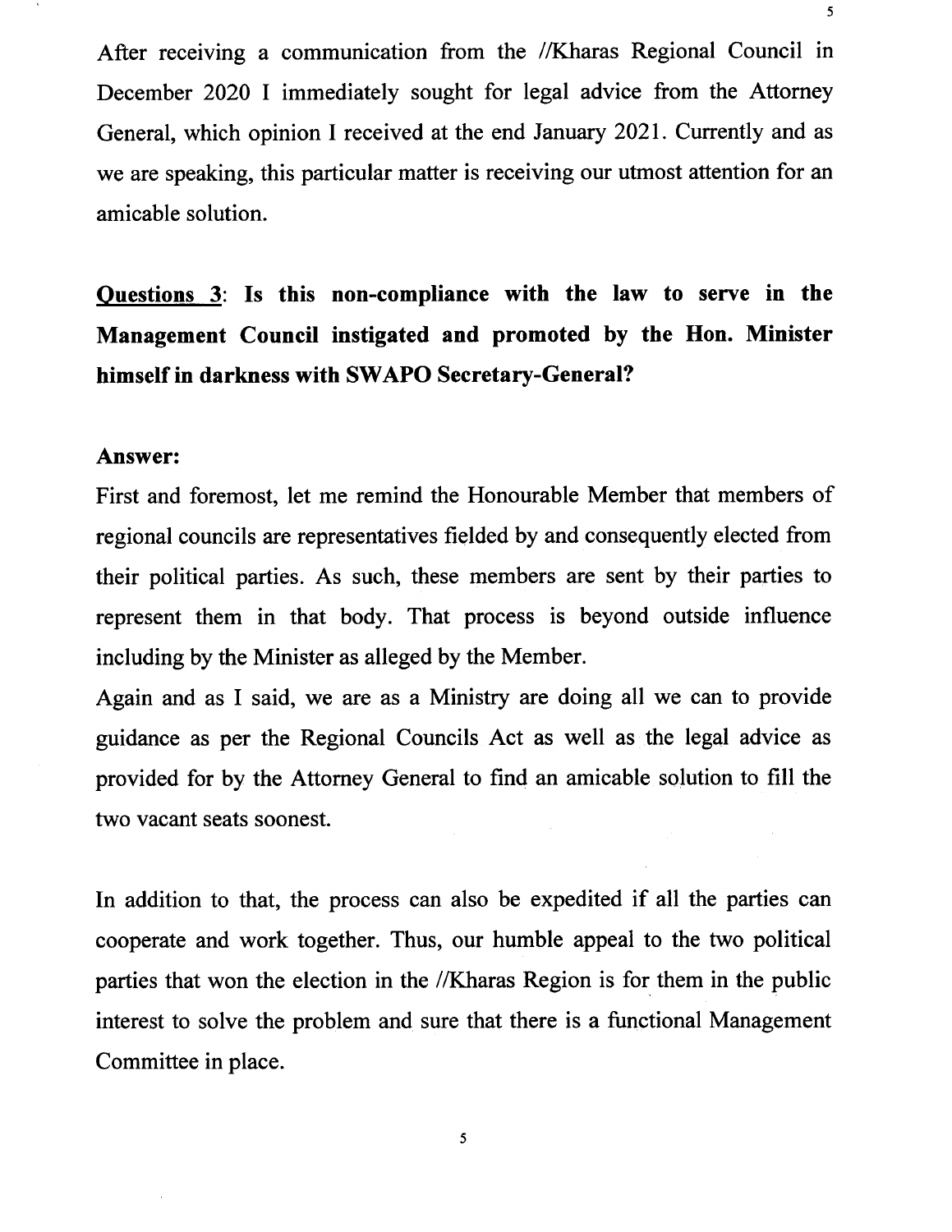After receiving a communication from the //Kharas Regional Council in December 2020 I immediately sought for legal advice from the Attorney General, which opinion I received at the end January 2021. Currently and as we are speaking, this particular matter is receiving our utmost attention for an amicable solution.

**Questions 3: Is this non-compliance with the law to serve in the Management Council instigated and promoted by the Hon. Minister himself in darkness with SWAPO Secretary-General?**

**Answer:**

First and foremost, let me remind the Honourable Member that members of regional councils are representatives fielded by and consequently elected from their political parties. As such, these members are sent by their parties to represent them in that body. That process is beyond outside influence including by the Minister as alleged by the Member.

Again and as I said, we are as a Ministry are doing all we can to provide guidance as per the Regional Councils Act as well as the legal advice as provided for by the Attorney General to find an amicable solution to fill the two vacant seats soonest.

In addition to that, the process can also be expedited if all the parties can cooperate and work together. Thus, our humble appeal to the two political parties that won the election in the //Kharas Region is for them in the public interest to solve the problem and sure that there is a functional Management Committee in place.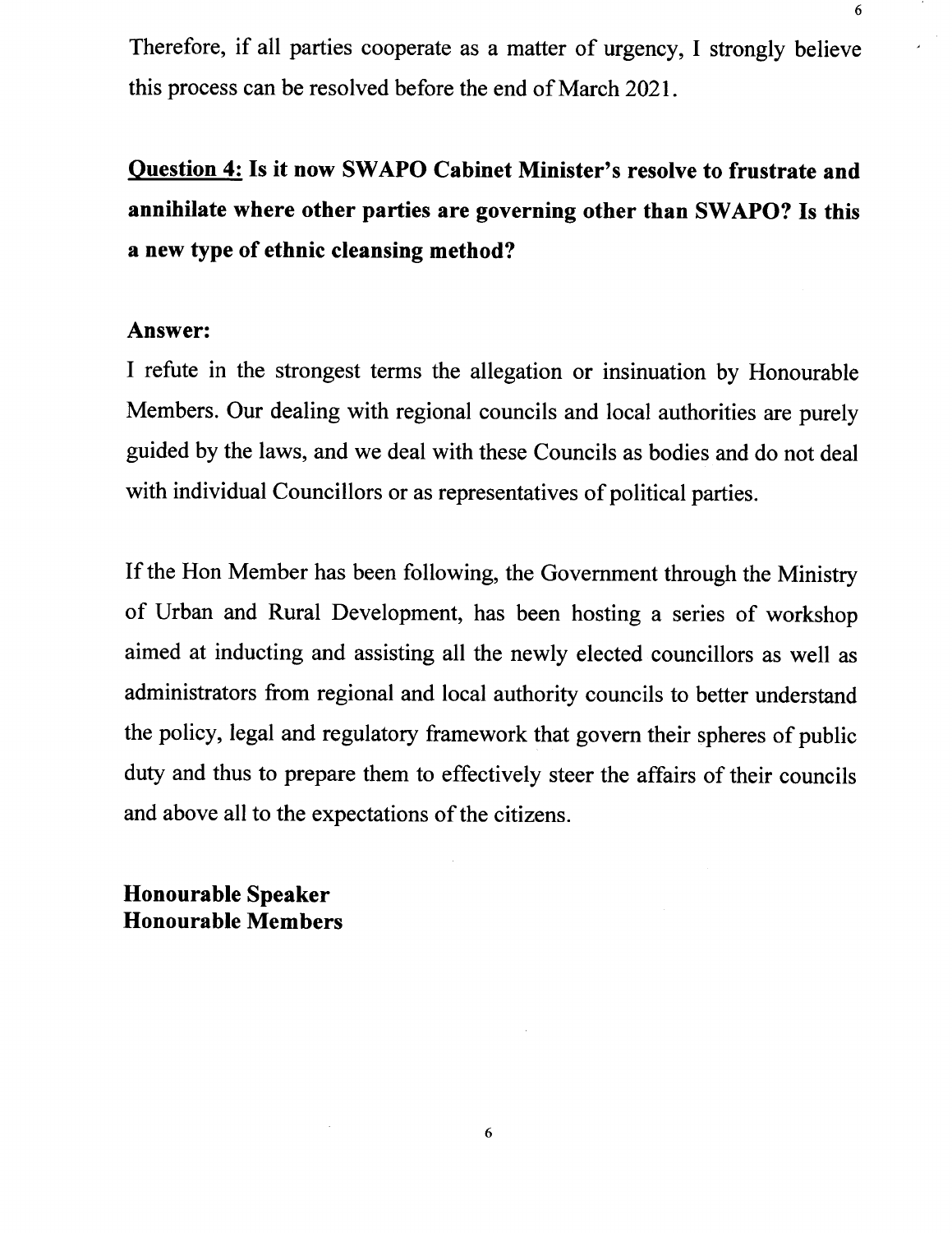Therefore, if all parties cooperate as a matter of urgency, I strongly believe this process can be resolved before the end of March 2021.

**<u>Question 4:</u> Is it now SWAPO Cabinet Minister's resolve to frustrate and annihilate where other parties are governing other than SWAPO? Is this a new type of ethnic cleansing method?**

**Answer:**

I refute in the strongest terms the allegation or insinuation by Honourable Members. Our dealing with regional councils and local authorities are purely guided by the laws, and we deal with these Councils as bodies and do not deal with individual Councillors or as representatives of political parties.

If the Hon Member has been following, the Government through the Ministry of Urban and Rural Development, has been hosting a series of workshop aimed at inducting and assisting all the newly elected councillors as well as administrators from regional and local authority councils to better understand the policy, legal and regulatory framework that govern their spheres of public duty and thus to prepare them to effectively steer the affairs of their councils and above all to the expectations of the citizens.

**Honourable Speaker**
**Honourable Members**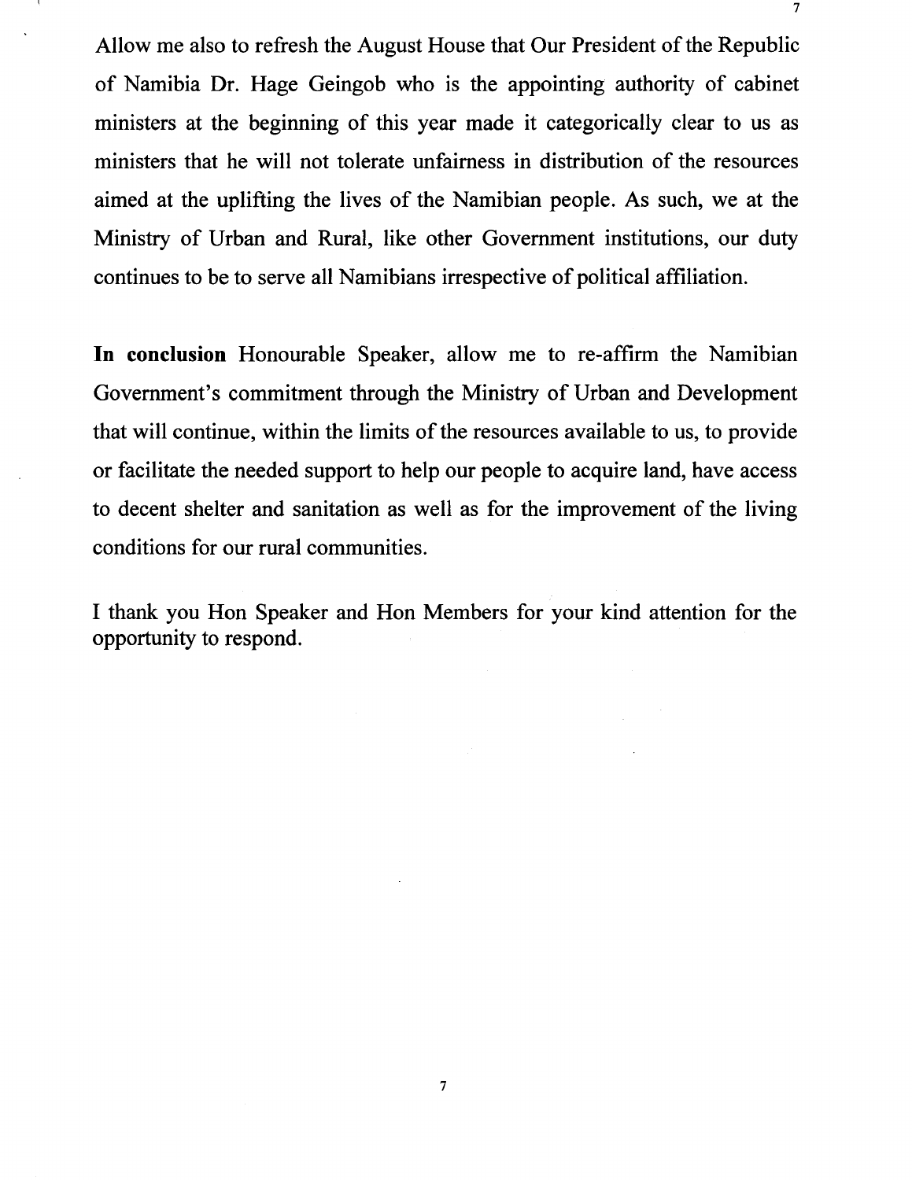Allow me also to refresh the August House that Our President of the Republic of Namibia Dr. Hage Geingob who is the appointing authority of cabinet ministers at the beginning of this year made it categorically clear to us as ministers that he will not tolerate unfairness in distribution of the resources aimed at the uplifting the lives of the Namibian people. As such, we at the Ministry of Urban and Rural, like other Government institutions, our duty continues to be to serve all Namibians irrespective of political affiliation.

**In conclusion** Honourable Speaker, allow me to re-affirm the Namibian Government's commitment through the Ministry of Urban and Development that will continue, within the limits of the resources available to us, to provide or facilitate the needed support to help our people to acquire land, have access to decent shelter and sanitation as well as for the improvement of the living conditions for our rural communities.

I thank you Hon Speaker and Hon Members for your kind attention for the opportunity to respond.